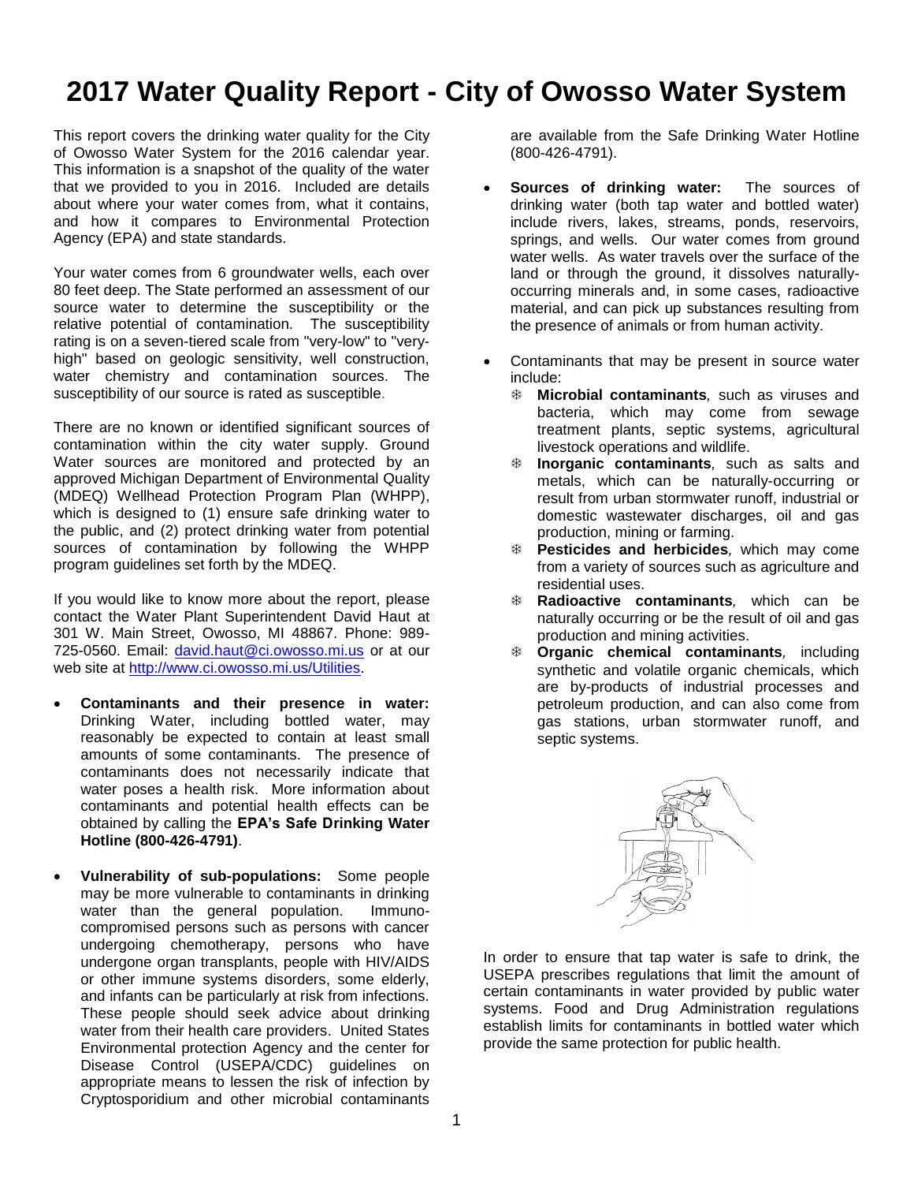# 2017 Water Quality Report - City of Owosso Water System

This report covers the drinking water quality for the City of Owosso Water System for the 2016 calendar year. This information is a snapshot of the quality of the water that we provided to you in 2016. Included are details about where your water comes from, what it contains, and how it compares to Environmental Protection Agency (EPA) and state standards.

Your water comes from 6 groundwater wells, each over 80 feet deep. The State performed an assessment of our source water to determine the susceptibility or the relative potential of contamination. The susceptibility rating is on a seven-tiered scale from "very-low" to "very-high" based on geologic sensitivity, well construction, water chemistry and contamination sources. The susceptibility of our source is rated as susceptible.

There are no known or identified significant sources of contamination within the city water supply. Ground Water sources are monitored and protected by an approved Michigan Department of Environmental Quality (MDEQ) Wellhead Protection Program Plan (WHPP), which is designed to (1) ensure safe drinking water to the public, and (2) protect drinking water from potential sources of contamination by following the WHPP program guidelines set forth by the MDEQ.

If you would like to know more about the report, please contact the Water Plant Superintendent David Haut at 301 W. Main Street, Owosso, MI 48867. Phone: 989-725-0560. Email: david.haut@ci.owosso.mi.us or at our web site at http://www.ci.owosso.mi.us/Utilities.

- **Contaminants and their presence in water:** Drinking Water, including bottled water, may reasonably be expected to contain at least small amounts of some contaminants. The presence of contaminants does not necessarily indicate that water poses a health risk. More information about contaminants and potential health effects can be obtained by calling the **EPA's Safe Drinking Water Hotline (800-426-4791)**.

- **Vulnerability of sub-populations:** Some people may be more vulnerable to contaminants in drinking water than the general population. Immuno-compromised persons such as persons with cancer undergoing chemotherapy, persons who have undergone organ transplants, people with HIV/AIDS or other immune systems disorders, some elderly, and infants can be particularly at risk from infections. These people should seek advice about drinking water from their health care providers. United States Environmental protection Agency and the center for Disease Control (USEPA/CDC) guidelines on appropriate means to lessen the risk of infection by Cryptosporidium and other microbial contaminants are available from the Safe Drinking Water Hotline (800-426-4791).

- **Sources of drinking water:** The sources of drinking water (both tap water and bottled water) include rivers, lakes, streams, ponds, reservoirs, springs, and wells. Our water comes from ground water wells. As water travels over the surface of the land or through the ground, it dissolves naturally-occurring minerals and, in some cases, radioactive material, and can pick up substances resulting from the presence of animals or from human activity.

- Contaminants that may be present in source water include:
  - ***Microbial contaminants***, such as viruses and bacteria, which may come from sewage treatment plants, septic systems, agricultural livestock operations and wildlife.
  - ***Inorganic contaminants***, such as salts and metals, which can be naturally-occurring or result from urban stormwater runoff, industrial or domestic wastewater discharges, oil and gas production, mining or farming.
  - ***Pesticides and herbicides***, which may come from a variety of sources such as agriculture and residential uses.
  - ***Radioactive contaminants***, which can be naturally occurring or be the result of oil and gas production and mining activities.
  - ***Organic chemical contaminants***, including synthetic and volatile organic chemicals, which are by-products of industrial processes and petroleum production, and can also come from gas stations, urban stormwater runoff, and septic systems.

In order to ensure that tap water is safe to drink, the USEPA prescribes regulations that limit the amount of certain contaminants in water provided by public water systems. Food and Drug Administration regulations establish limits for contaminants in bottled water which provide the same protection for public health.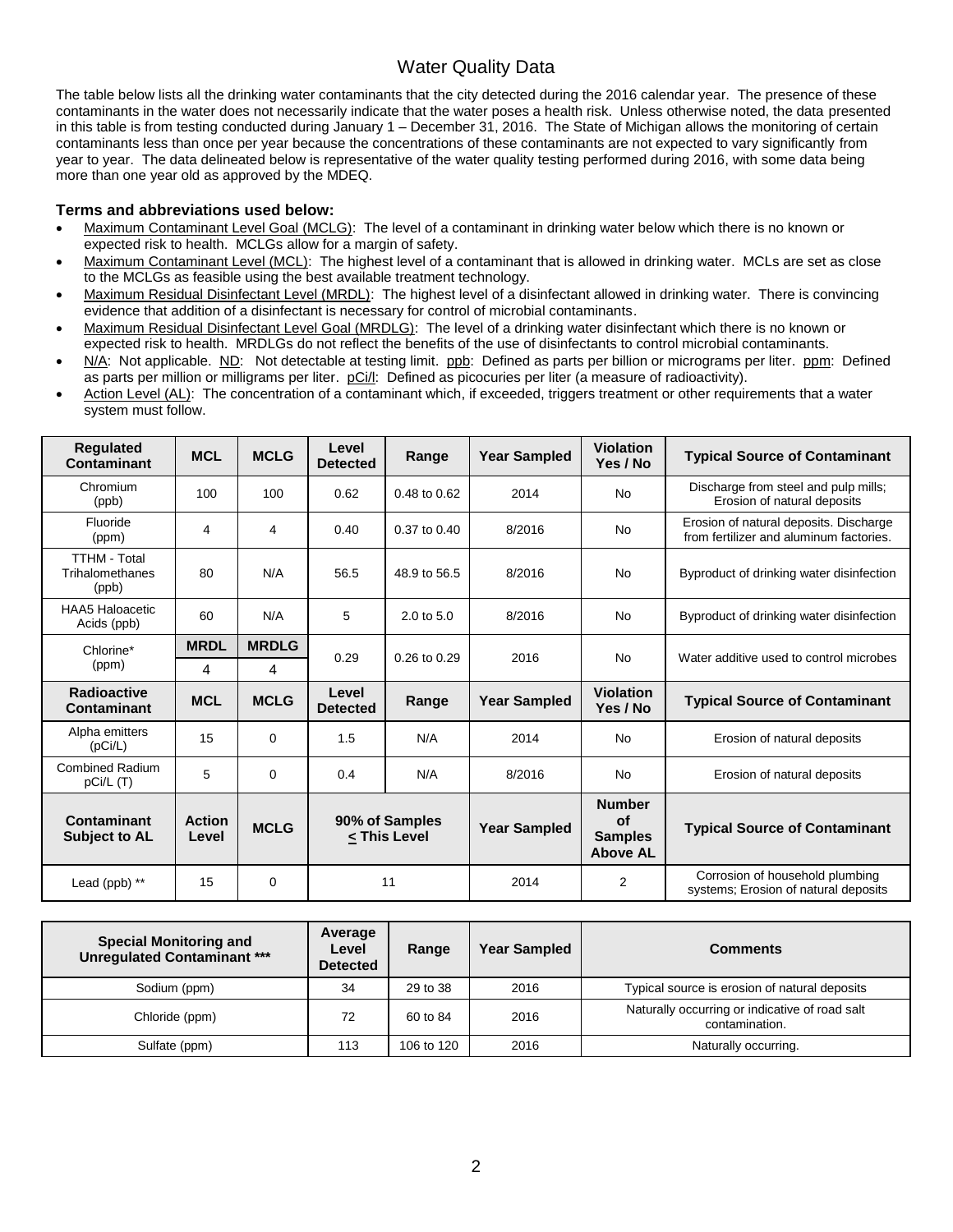# Water Quality Data

The table below lists all the drinking water contaminants that the city detected during the 2016 calendar year. The presence of these contaminants in the water does not necessarily indicate that the water poses a health risk. Unless otherwise noted, the data presented in this table is from testing conducted during January 1 – December 31, 2016. The State of Michigan allows the monitoring of certain contaminants less than once per year because the concentrations of these contaminants are not expected to vary significantly from year to year. The data delineated below is representative of the water quality testing performed during 2016, with some data being more than one year old as approved by the MDEQ.

**Terms and abbreviations used below:**

- Maximum Contaminant Level Goal (MCLG): The level of a contaminant in drinking water below which there is no known or expected risk to health. MCLGs allow for a margin of safety.
- Maximum Contaminant Level (MCL): The highest level of a contaminant that is allowed in drinking water. MCLs are set as close to the MCLGs as feasible using the best available treatment technology.
- Maximum Residual Disinfectant Level (MRDL): The highest level of a disinfectant allowed in drinking water. There is convincing evidence that addition of a disinfectant is necessary for control of microbial contaminants.
- Maximum Residual Disinfectant Level Goal (MRDLG): The level of a drinking water disinfectant which there is no known or expected risk to health. MRDLGs do not reflect the benefits of the use of disinfectants to control microbial contaminants.
- N/A: Not applicable. ND: Not detectable at testing limit. ppb: Defined as parts per billion or micrograms per liter. ppm: Defined as parts per million or milligrams per liter. pCi/l: Defined as picocuries per liter (a measure of radioactivity).
- Action Level (AL): The concentration of a contaminant which, if exceeded, triggers treatment or other requirements that a water system must follow.

| Regulated Contaminant | MCL | MCLG | Level Detected | Range | Year Sampled | Violation Yes / No | Typical Source of Contaminant |
|---|---|---|---|---|---|---|---|
| Chromium (ppb) | 100 | 100 | 0.62 | 0.48 to 0.62 | 2014 | No | Discharge from steel and pulp mills; Erosion of natural deposits |
| Fluoride (ppm) | 4 | 4 | 0.40 | 0.37 to 0.40 | 8/2016 | No | Erosion of natural deposits. Discharge from fertilizer and aluminum factories. |
| TTHM - Total Trihalomethanes (ppb) | 80 | N/A | 56.5 | 48.9 to 56.5 | 8/2016 | No | Byproduct of drinking water disinfection |
| HAA5 Haloacetic Acids (ppb) | 60 | N/A | 5 | 2.0 to 5.0 | 8/2016 | No | Byproduct of drinking water disinfection |
| Chlorine* (ppm) | **MRDL** 4 | **MRDLG** 4 | 0.29 | 0.26 to 0.29 | 2016 | No | Water additive used to control microbes |
| **Radioactive Contaminant** | **MCL** | **MCLG** | **Level Detected** | **Range** | **Year Sampled** | **Violation Yes / No** | **Typical Source of Contaminant** |
| Alpha emitters (pCi/L) | 15 | 0 | 1.5 | N/A | 2014 | No | Erosion of natural deposits |
| Combined Radium pCi/L (T) | 5 | 0 | 0.4 | N/A | 8/2016 | No | Erosion of natural deposits |
| **Contaminant Subject to AL** | **Action Level** | **MCLG** | **90% of Samples ≤ This Level** | | **Year Sampled** | **Number of Samples Above AL** | **Typical Source of Contaminant** |
| Lead (ppb) ** | 15 | 0 | 11 | | 2014 | 2 | Corrosion of household plumbing systems; Erosion of natural deposits |

| Special Monitoring and Unregulated Contaminant *** | Average Level Detected | Range | Year Sampled | Comments |
|---|---|---|---|---|
| Sodium (ppm) | 34 | 29 to 38 | 2016 | Typical source is erosion of natural deposits |
| Chloride (ppm) | 72 | 60 to 84 | 2016 | Naturally occurring or indicative of road salt contamination. |
| Sulfate (ppm) | 113 | 106 to 120 | 2016 | Naturally occurring. |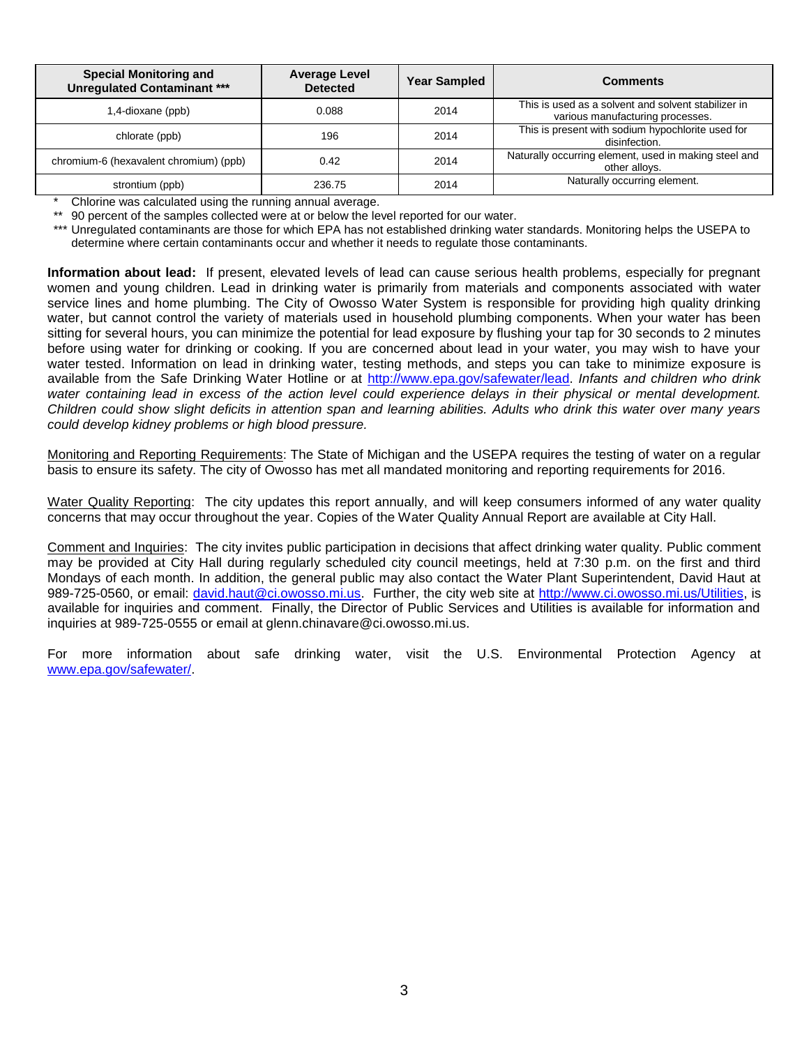| Special Monitoring and Unregulated Contaminant *** | Average Level Detected | Year Sampled | Comments |
|---|---|---|---|
| 1,4-dioxane (ppb) | 0.088 | 2014 | This is used as a solvent and solvent stabilizer in various manufacturing processes. |
| chlorate (ppb) | 196 | 2014 | This is present with sodium hypochlorite used for disinfection. |
| chromium-6 (hexavalent chromium) (ppb) | 0.42 | 2014 | Naturally occurring element, used in making steel and other alloys. |
| strontium (ppb) | 236.75 | 2014 | Naturally occurring element. |

\* Chlorine was calculated using the running annual average.

** 90 percent of the samples collected were at or below the level reported for our water.

*** Unregulated contaminants are those for which EPA has not established drinking water standards. Monitoring helps the USEPA to determine where certain contaminants occur and whether it needs to regulate those contaminants.

**Information about lead:** If present, elevated levels of lead can cause serious health problems, especially for pregnant women and young children. Lead in drinking water is primarily from materials and components associated with water service lines and home plumbing. The City of Owosso Water System is responsible for providing high quality drinking water, but cannot control the variety of materials used in household plumbing components. When your water has been sitting for several hours, you can minimize the potential for lead exposure by flushing your tap for 30 seconds to 2 minutes before using water for drinking or cooking. If you are concerned about lead in your water, you may wish to have your water tested. Information on lead in drinking water, testing methods, and steps you can take to minimize exposure is available from the Safe Drinking Water Hotline or at http://www.epa.gov/safewater/lead. *Infants and children who drink water containing lead in excess of the action level could experience delays in their physical or mental development. Children could show slight deficits in attention span and learning abilities. Adults who drink this water over many years could develop kidney problems or high blood pressure.*

Monitoring and Reporting Requirements: The State of Michigan and the USEPA requires the testing of water on a regular basis to ensure its safety. The city of Owosso has met all mandated monitoring and reporting requirements for 2016.

Water Quality Reporting: The city updates this report annually, and will keep consumers informed of any water quality concerns that may occur throughout the year. Copies of the Water Quality Annual Report are available at City Hall.

Comment and Inquiries: The city invites public participation in decisions that affect drinking water quality. Public comment may be provided at City Hall during regularly scheduled city council meetings, held at 7:30 p.m. on the first and third Mondays of each month. In addition, the general public may also contact the Water Plant Superintendent, David Haut at 989-725-0560, or email: david.haut@ci.owosso.mi.us. Further, the city web site at http://www.ci.owosso.mi.us/Utilities, is available for inquiries and comment. Finally, the Director of Public Services and Utilities is available for information and inquiries at 989-725-0555 or email at glenn.chinavare@ci.owosso.mi.us.

For more information about safe drinking water, visit the U.S. Environmental Protection Agency at www.epa.gov/safewater/.